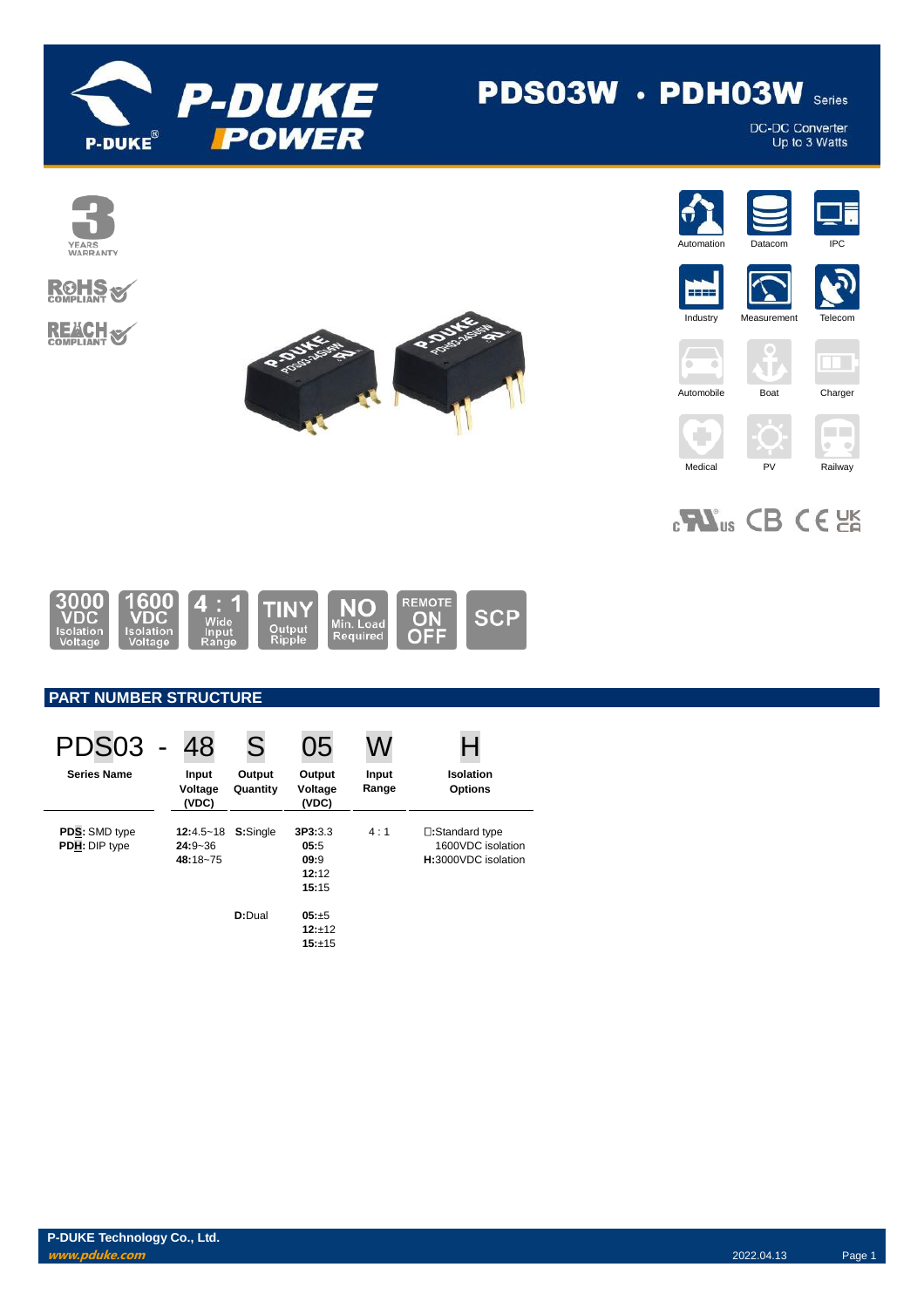# PDS03W · PDH03W Series

DC-DC Converter
Up to 3 Watts

3 YEARS WARRANTY

RoHS COMPLIANT

REACH COMPLIANT

Automation | Datacom | IPC | Industry | Measurement | Telecom | Automobile | Boat | Charger | Medical | PV | Railway

3000 VDC Isolation Voltage | 1600 VDC Isolation Voltage | 4 : 1 Wide Input Range | TINY Output Ripple | NO Min. Load Required | REMOTE ON OFF | SCP

## PART NUMBER STRUCTURE

PDS03 - 48 S 05 W H

| Series Name | Input Voltage (VDC) | Output Quantity | Output Voltage (VDC) | Input Range | Isolation Options |
|---|---|---|---|---|---|
| **PDS**: SMD type<br>**PDH**: DIP type | **12:**4.5~18<br>**24:**9~36<br>**48:**18~75 | **S:**Single | **3P3:**3.3<br>**05:**5<br>**09:**9<br>**12:**12<br>**15:**15 | 4 : 1 | □:Standard type 1600VDC isolation<br>**H:**3000VDC isolation |
| | | **D:**Dual | **05:**±5<br>**12:**±12<br>**15:**±15 | | |

**P-DUKE Technology Co., Ltd.**
*www.pduke.com*
2022.04.13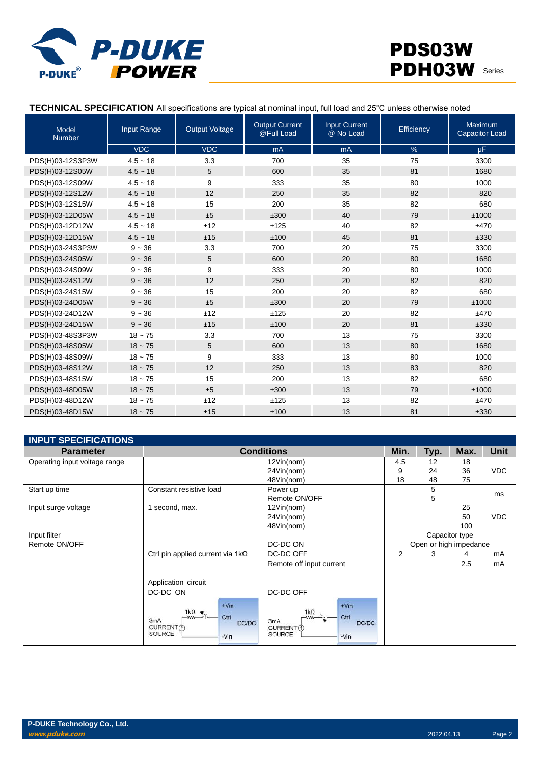# PDS03W PDH03W Series

**TECHNICAL SPECIFICATION** All specifications are typical at nominal input, full load and 25℃ unless otherwise noted

| Model Number | Input Range | Output Voltage | Output Current @Full Load | Input Current @ No Load | Efficiency | Maximum Capacitor Load |
|---|---|---|---|---|---|---|
| | VDC | VDC | mA | mA | % | μF |
| PDS(H)03-12S3P3W | 4.5 ~ 18 | 3.3 | 700 | 35 | 75 | 3300 |
| PDS(H)03-12S05W | 4.5 ~ 18 | 5 | 600 | 35 | 81 | 1680 |
| PDS(H)03-12S09W | 4.5 ~ 18 | 9 | 333 | 35 | 80 | 1000 |
| PDS(H)03-12S12W | 4.5 ~ 18 | 12 | 250 | 35 | 82 | 820 |
| PDS(H)03-12S15W | 4.5 ~ 18 | 15 | 200 | 35 | 82 | 680 |
| PDS(H)03-12D05W | 4.5 ~ 18 | ±5 | ±300 | 40 | 79 | ±1000 |
| PDS(H)03-12D12W | 4.5 ~ 18 | ±12 | ±125 | 40 | 82 | ±470 |
| PDS(H)03-12D15W | 4.5 ~ 18 | ±15 | ±100 | 45 | 81 | ±330 |
| PDS(H)03-24S3P3W | 9 ~ 36 | 3.3 | 700 | 20 | 75 | 3300 |
| PDS(H)03-24S05W | 9 ~ 36 | 5 | 600 | 20 | 80 | 1680 |
| PDS(H)03-24S09W | 9 ~ 36 | 9 | 333 | 20 | 80 | 1000 |
| PDS(H)03-24S12W | 9 ~ 36 | 12 | 250 | 20 | 82 | 820 |
| PDS(H)03-24S15W | 9 ~ 36 | 15 | 200 | 20 | 82 | 680 |
| PDS(H)03-24D05W | 9 ~ 36 | ±5 | ±300 | 20 | 79 | ±1000 |
| PDS(H)03-24D12W | 9 ~ 36 | ±12 | ±125 | 20 | 82 | ±470 |
| PDS(H)03-24D15W | 9 ~ 36 | ±15 | ±100 | 20 | 81 | ±330 |
| PDS(H)03-48S3P3W | 18 ~ 75 | 3.3 | 700 | 13 | 75 | 3300 |
| PDS(H)03-48S05W | 18 ~ 75 | 5 | 600 | 13 | 80 | 1680 |
| PDS(H)03-48S09W | 18 ~ 75 | 9 | 333 | 13 | 80 | 1000 |
| PDS(H)03-48S12W | 18 ~ 75 | 12 | 250 | 13 | 83 | 820 |
| PDS(H)03-48S15W | 18 ~ 75 | 15 | 200 | 13 | 82 | 680 |
| PDS(H)03-48D05W | 18 ~ 75 | ±5 | ±300 | 13 | 79 | ±1000 |
| PDS(H)03-48D12W | 18 ~ 75 | ±12 | ±125 | 13 | 82 | ±470 |
| PDS(H)03-48D15W | 18 ~ 75 | ±15 | ±100 | 13 | 81 | ±330 |

## INPUT SPECIFICATIONS

| Parameter | Conditions | | Min. | Typ. | Max. | Unit |
|---|---|---|---|---|---|---|
| Operating input voltage range | | 12Vin(nom) | 4.5 | 12 | 18 | VDC |
| | | 24Vin(nom) | 9 | 24 | 36 | VDC |
| | | 48Vin(nom) | 18 | 48 | 75 | VDC |
| Start up time | Constant resistive load | Power up | | 5 | | ms |
| | | Remote ON/OFF | | 5 | | ms |
| Input surge voltage | 1 second, max. | 12Vin(nom) | | | 25 | VDC |
| | | 24Vin(nom) | | | 50 | VDC |
| | | 48Vin(nom) | | | 100 | VDC |
| Input filter | | | Capacitor type | | | |
| Remote ON/OFF | | DC-DC ON | Open or high impedance | | | |
| | Ctrl pin applied current via 1kΩ | DC-DC OFF | 2 | 3 | 4 | mA |
| | | Remote off input current | | | 2.5 | mA |
| | Application circuit DC-DC ON | DC-DC OFF | | | | |

P-DUKE Technology Co., Ltd.
www.pduke.com
2022.04.13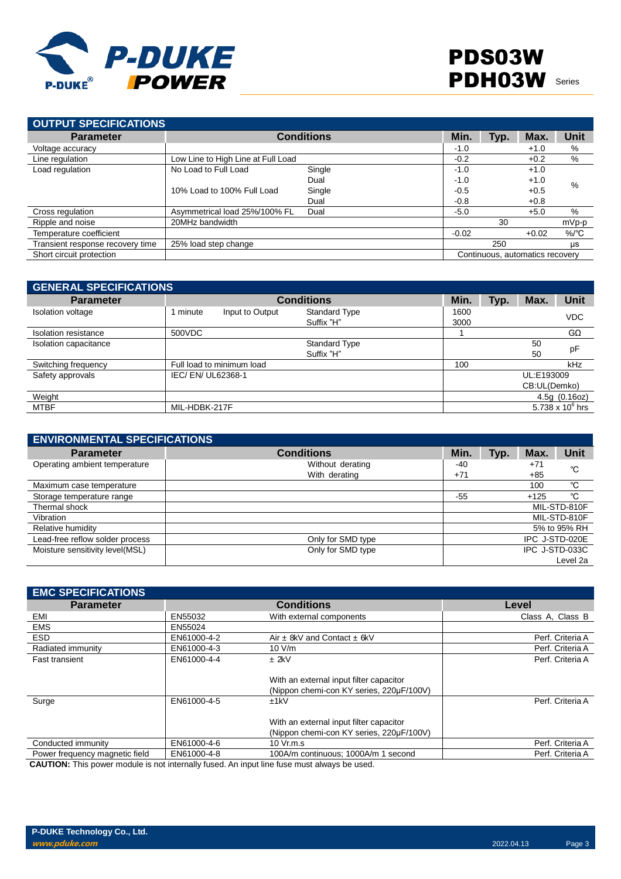## OUTPUT SPECIFICATIONS

| Parameter | Conditions | | Min. | Typ. | Max. | Unit |
|---|---|---|---|---|---|---|
| Voltage accuracy | | | -1.0 | | +1.0 | % |
| Line regulation | Low Line to High Line at Full Load | | -0.2 | | +0.2 | % |
| Load regulation | No Load to Full Load | Single | -1.0 | | +1.0 | % |
| | | Dual | -1.0 | | +1.0 | |
| | 10% Load to 100% Full Load | Single | -0.5 | | +0.5 | |
| | | Dual | -0.8 | | +0.8 | |
| Cross regulation | Asymmetrical load 25%/100% FL | Dual | -5.0 | | +5.0 | % |
| Ripple and noise | 20MHz bandwidth | | | 30 | | mVp-p |
| Temperature coefficient | | | -0.02 | | +0.02 | %/℃ |
| Transient response recovery time | 25% load step change | | | 250 | | μs |
| Short circuit protection | | | Continuous, automatics recovery | | | |

## GENERAL SPECIFICATIONS

| Parameter | Conditions | | | Min. | Typ. | Max. | Unit |
|---|---|---|---|---|---|---|---|
| Isolation voltage | 1 minute | Input to Output | Standard Type | 1600 | | | VDC |
| | | | Suffix "H" | 3000 | | | |
| Isolation resistance | 500VDC | | | 1 | | | GΩ |
| Isolation capacitance | | | Standard Type | | | 50 | pF |
| | | | Suffix "H" | | | 50 | |
| Switching frequency | Full load to minimum load | | | 100 | | | kHz |
| Safety approvals | IEC/ EN/ UL62368-1 | | | UL:E193009 CB:UL(Demko) | | | |
| Weight | | | | | | | 4.5g (0.16oz) |
| MTBF | MIL-HDBK-217F | | | | | | $5.738 \times 10^6$ hrs |

## ENVIRONMENTAL SPECIFICATIONS

| Parameter | Conditions | Min. | Typ. | Max. | Unit |
|---|---|---|---|---|---|
| Operating ambient temperature | Without derating | -40 | | +71 | ℃ |
| | With derating | +71 | | +85 | |
| Maximum case temperature | | | | 100 | ℃ |
| Storage temperature range | | -55 | | +125 | ℃ |
| Thermal shock | | | | | MIL-STD-810F |
| Vibration | | | | | MIL-STD-810F |
| Relative humidity | | | | | 5% to 95% RH |
| Lead-free reflow solder process | Only for SMD type | | | | IPC J-STD-020E |
| Moisture sensitivity level(MSL) | Only for SMD type | | | | IPC J-STD-033C Level 2a |

## EMC SPECIFICATIONS

| Parameter | Conditions | | Level |
|---|---|---|---|
| EMI | EN55032 | With external components | Class A, Class B |
| EMS | EN55024 | | |
| ESD | EN61000-4-2 | Air ± 8kV and Contact ± 6kV | Perf. Criteria A |
| Radiated immunity | EN61000-4-3 | 10 V/m | Perf. Criteria A |
| Fast transient | EN61000-4-4 | ± 2kV<br><br>With an external input filter capacitor (Nippon chemi-con KY series, 220μF/100V) | Perf. Criteria A |
| Surge | EN61000-4-5 | ±1kV<br><br>With an external input filter capacitor (Nippon chemi-con KY series, 220μF/100V) | Perf. Criteria A |
| Conducted immunity | EN61000-4-6 | 10 Vr.m.s | Perf. Criteria A |
| Power frequency magnetic field | EN61000-4-8 | 100A/m continuous; 1000A/m 1 second | Perf. Criteria A |

**CAUTION:** This power module is not internally fused. An input line fuse must always be used.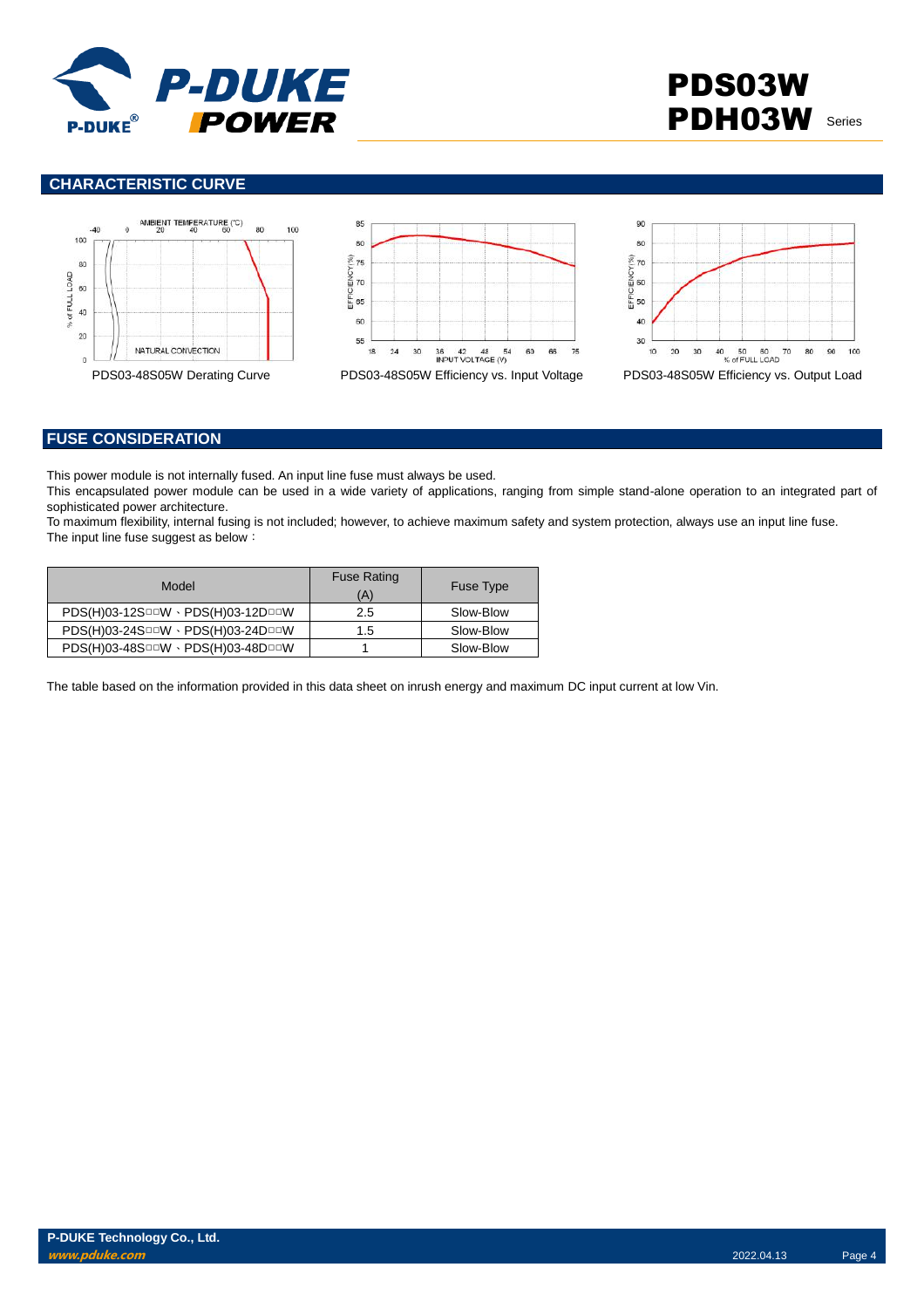## CHARACTERISTIC CURVE

PDS03-48S05W Derating Curve

PDS03-48S05W Efficiency vs. Input Voltage

PDS03-48S05W Efficiency vs. Output Load

## FUSE CONSIDERATION

This power module is not internally fused. An input line fuse must always be used.
This encapsulated power module can be used in a wide variety of applications, ranging from simple stand-alone operation to an integrated part of sophisticated power architecture.
To maximum flexibility, internal fusing is not included; however, to achieve maximum safety and system protection, always use an input line fuse.
The input line fuse suggest as below：

| Model | Fuse Rating (A) | Fuse Type |
|---|---|---|
| PDS(H)03-12S□□W、PDS(H)03-12D□□W | 2.5 | Slow-Blow |
| PDS(H)03-24S□□W、PDS(H)03-24D□□W | 1.5 | Slow-Blow |
| PDS(H)03-48S□□W、PDS(H)03-48D□□W | 1 | Slow-Blow |

The table based on the information provided in this data sheet on inrush energy and maximum DC input current at low Vin.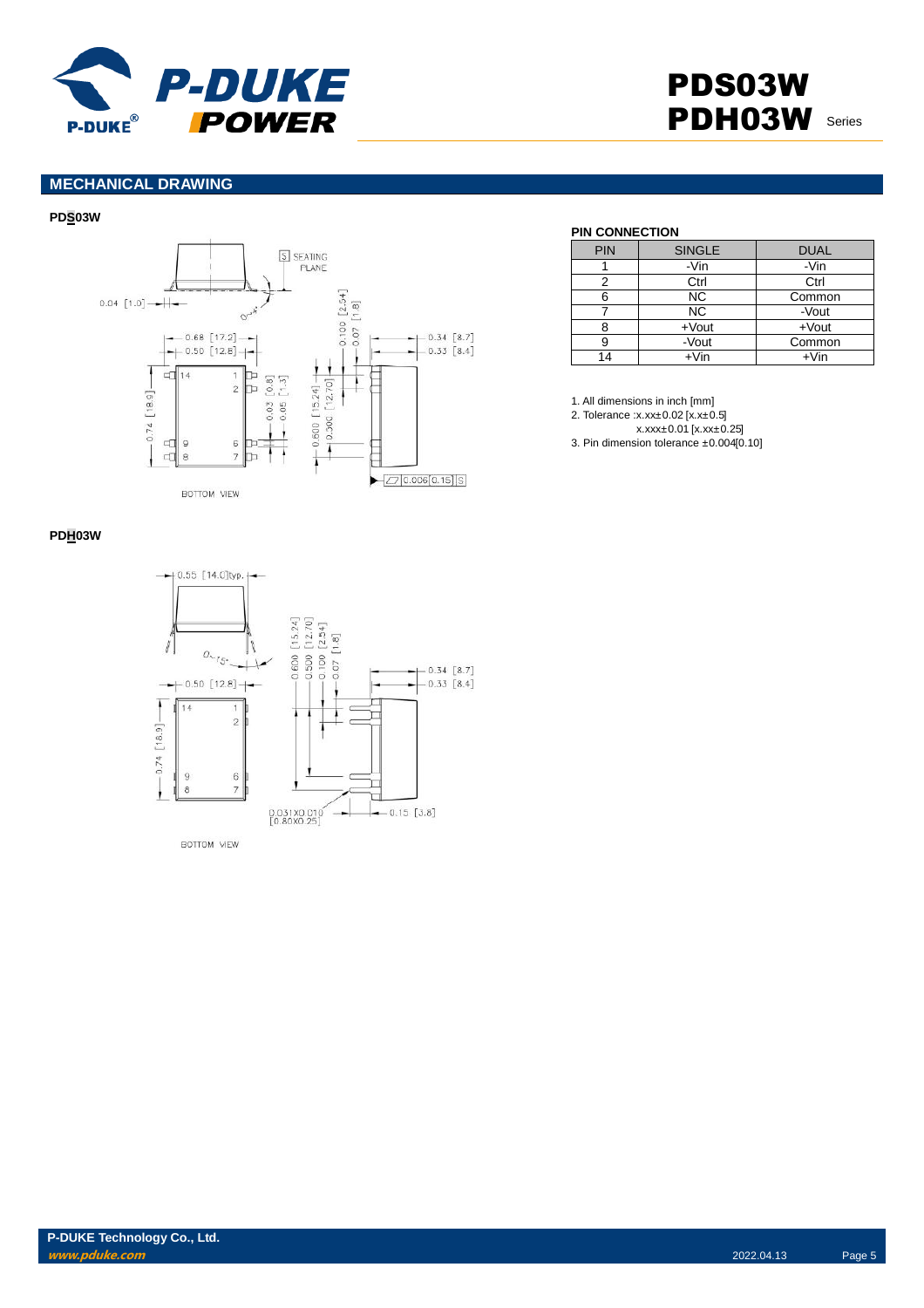## MECHANICAL DRAWING

**PDS03W**

**PDH03W**

**PIN CONNECTION**

| PIN | SINGLE | DUAL |
|---|---|---|
| 1 | -Vin | -Vin |
| 2 | Ctrl | Ctrl |
| 6 | NC | Common |
| 7 | NC | -Vout |
| 8 | +Vout | +Vout |
| 9 | -Vout | Common |
| 14 | +Vin | +Vin |

1. All dimensions in inch [mm]
2. Tolerance :x.xx±0.02 [x.x±0.5]
   x.xxx±0.01 [x.xx±0.25]
3. Pin dimension tolerance ±0.004[0.10]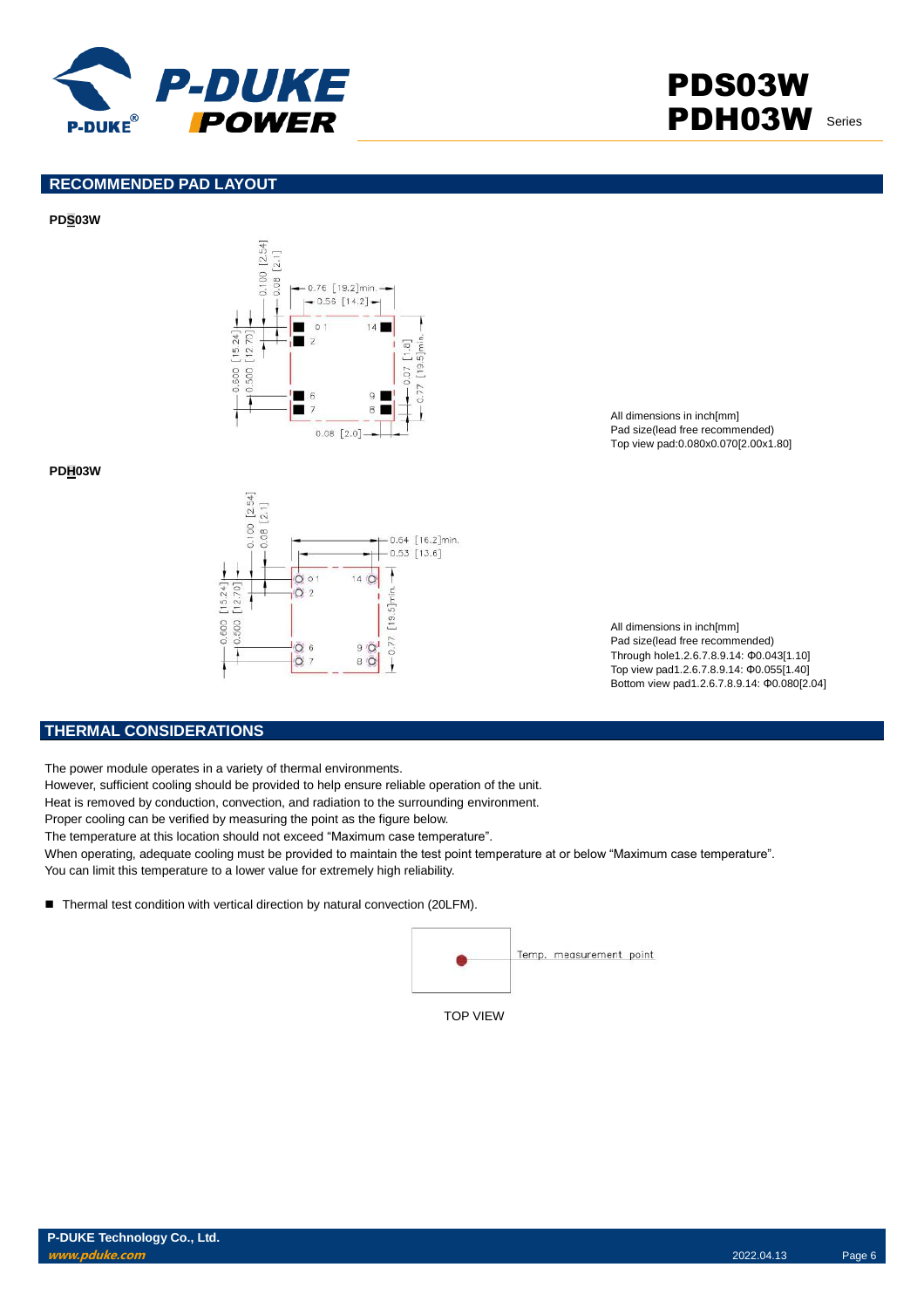## RECOMMENDED PAD LAYOUT

**PDS03W**

All dimensions in inch[mm]
Pad size(lead free recommended)
Top view pad:0.080x0.070[2.00x1.80]

**PDH03W**

All dimensions in inch[mm]
Pad size(lead free recommended)
Through hole1.2.6.7.8.9.14: Φ0.043[1.10]
Top view pad1.2.6.7.8.9.14: Φ0.055[1.40]
Bottom view pad1.2.6.7.8.9.14: Φ0.080[2.04]

## THERMAL CONSIDERATIONS

The power module operates in a variety of thermal environments.
However, sufficient cooling should be provided to help ensure reliable operation of the unit.
Heat is removed by conduction, convection, and radiation to the surrounding environment.
Proper cooling can be verified by measuring the point as the figure below.
The temperature at this location should not exceed "Maximum case temperature".
When operating, adequate cooling must be provided to maintain the test point temperature at or below "Maximum case temperature".
You can limit this temperature to a lower value for extremely high reliability.

- Thermal test condition with vertical direction by natural convection (20LFM).

Temp. measurement point

TOP VIEW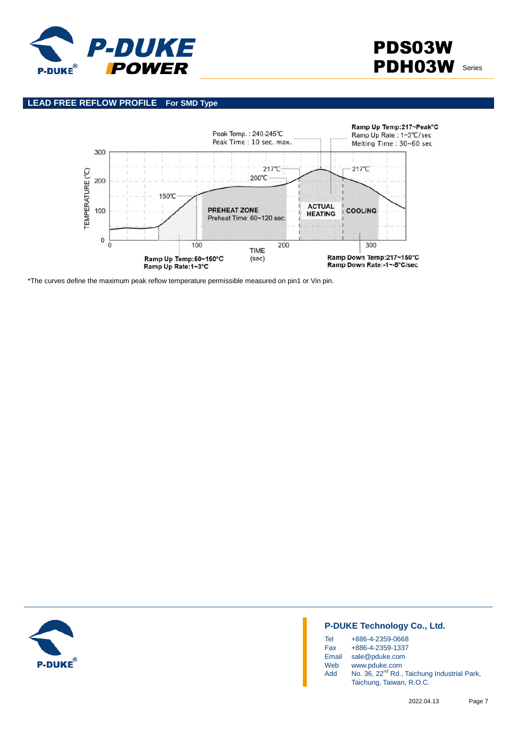## LEAD FREE REFLOW PROFILE For SMD Type

Peak Temp. : 240-245℃
Peak Time : 10 sec. max.

Ramp Up Temp:217~Peak°C
Ramp Up Rate : 1~3℃/sec
Melting Time : 30~60 sec

300
200
100
0
TEMPERATURE (℃)

217℃
200℃
150℃
217℃

PREHEAT ZONE
Preheat Time: 60~120 sec.

ACTUAL HEATING

COOLING

0
100
200
300
TIME (sec)

Ramp Up Temp:50~150°C
Ramp Up Rate:1~3°C

Ramp Down Temp:217~150°C
Ramp Down Rate:-1~-5°C/sec

*The curves define the maximum peak reflow temperature permissible measured on pin1 or Vin pin.

**P-DUKE Technology Co., Ltd.**

Tel +886-4-2359-0668
Fax +886-4-2359-1337
Email sale@pduke.com
Web www.pduke.com
Add No. 36, 22nd Rd., Taichung Industrial Park, Taichung, Taiwan, R.O.C.

2022.04.13